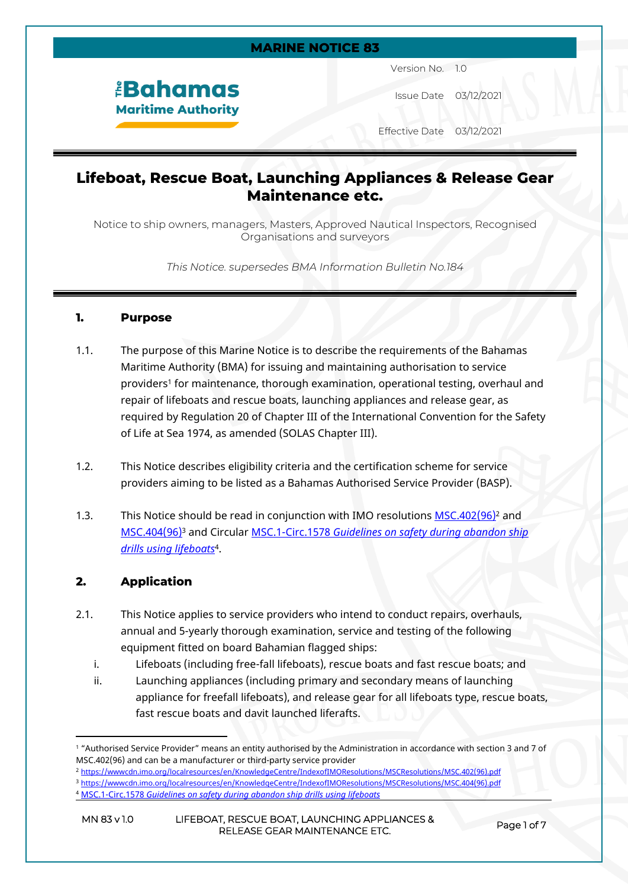**MARINE NOTICE 83**

The Bahamas Maritime Authority

Version No. 1.0

Issue Date 03/12/2021

Effective Date 03/12/2021

# Lifeboat, Rescue Boat, Launching Appliances & Release Gear Maintenance etc.

Notice to ship owners, managers, Masters, Approved Nautical Inspectors, Recognised Organisations and surveyors

*This Notice. supersedes BMA Information Bulletin No.184*

## 1. Purpose

1.1. The purpose of this Marine Notice is to describe the requirements of the Bahamas Maritime Authority (BMA) for issuing and maintaining authorisation to service providers[1] for maintenance, thorough examination, operational testing, overhaul and repair of lifeboats and rescue boats, launching appliances and release gear, as required by Regulation 20 of Chapter III of the International Convention for the Safety of Life at Sea 1974, as amended (SOLAS Chapter III).

1.2. This Notice describes eligibility criteria and the certification scheme for service providers aiming to be listed as a Bahamas Authorised Service Provider (BASP).

1.3. This Notice should be read in conjunction with IMO resolutions MSC.402(96)[2] and MSC.404(96)[3] and Circular MSC.1-Circ.1578 *Guidelines on safety during abandon ship drills using lifeboats*[4].

## 2. Application

2.1. This Notice applies to service providers who intend to conduct repairs, overhauls, annual and 5-yearly thorough examination, service and testing of the following equipment fitted on board Bahamian flagged ships:

i. Lifeboats (including free-fall lifeboats), rescue boats and fast rescue boats; and

ii. Launching appliances (including primary and secondary means of launching appliance for freefall lifeboats), and release gear for all lifeboats type, rescue boats, fast rescue boats and davit launched liferafts.

---

[1] "Authorised Service Provider" means an entity authorised by the Administration in accordance with section 3 and 7 of MSC.402(96) and can be a manufacturer or third-party service provider

[2] https://wwwcdn.imo.org/localresources/en/KnowledgeCentre/IndexofIMOResolutions/MSCResolutions/MSC.402(96).pdf

[3] https://wwwcdn.imo.org/localresources/en/KnowledgeCentre/IndexofIMOResolutions/MSCResolutions/MSC.404(96).pdf

[4] MSC.1-Circ.1578 *Guidelines on safety during abandon ship drills using lifeboats*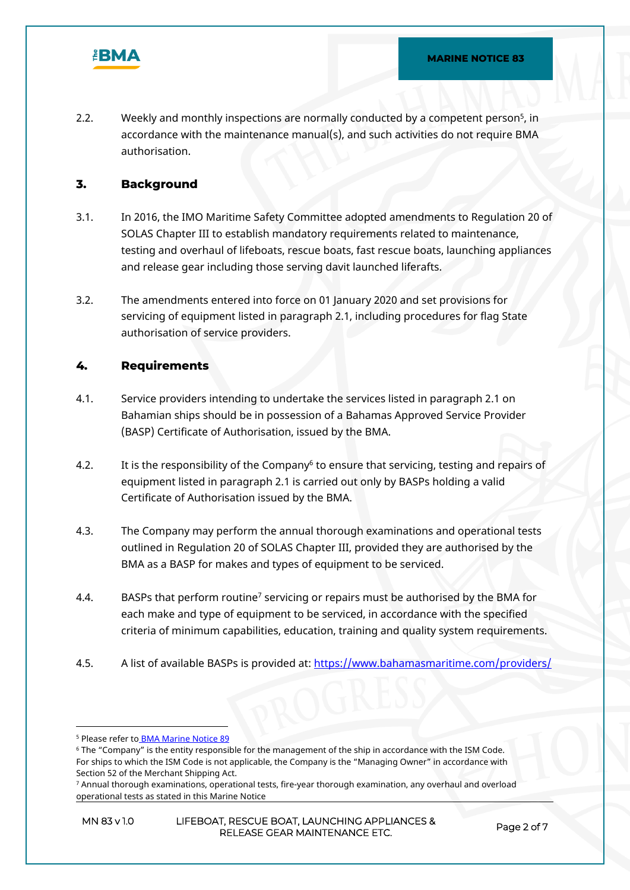2.2. Weekly and monthly inspections are normally conducted by a competent person[5], in accordance with the maintenance manual(s), and such activities do not require BMA authorisation.

## 3. Background

3.1. In 2016, the IMO Maritime Safety Committee adopted amendments to Regulation 20 of SOLAS Chapter III to establish mandatory requirements related to maintenance, testing and overhaul of lifeboats, rescue boats, fast rescue boats, launching appliances and release gear including those serving davit launched liferafts.

3.2. The amendments entered into force on 01 January 2020 and set provisions for servicing of equipment listed in paragraph 2.1, including procedures for flag State authorisation of service providers.

## 4. Requirements

4.1. Service providers intending to undertake the services listed in paragraph 2.1 on Bahamian ships should be in possession of a Bahamas Approved Service Provider (BASP) Certificate of Authorisation, issued by the BMA.

4.2. It is the responsibility of the Company[6] to ensure that servicing, testing and repairs of equipment listed in paragraph 2.1 is carried out only by BASPs holding a valid Certificate of Authorisation issued by the BMA.

4.3. The Company may perform the annual thorough examinations and operational tests outlined in Regulation 20 of SOLAS Chapter III, provided they are authorised by the BMA as a BASP for makes and types of equipment to be serviced.

4.4. BASPs that perform routine[7] servicing or repairs must be authorised by the BMA for each make and type of equipment to be serviced, in accordance with the specified criteria of minimum capabilities, education, training and quality system requirements.

4.5. A list of available BASPs is provided at: https://www.bahamasmaritime.com/providers/

---

[5] Please refer to BMA Marine Notice 89

[6] The "Company" is the entity responsible for the management of the ship in accordance with the ISM Code. For ships to which the ISM Code is not applicable, the Company is the "Managing Owner" in accordance with Section 52 of the Merchant Shipping Act.

[7] Annual thorough examinations, operational tests, fire-year thorough examination, any overhaul and overload operational tests as stated in this Marine Notice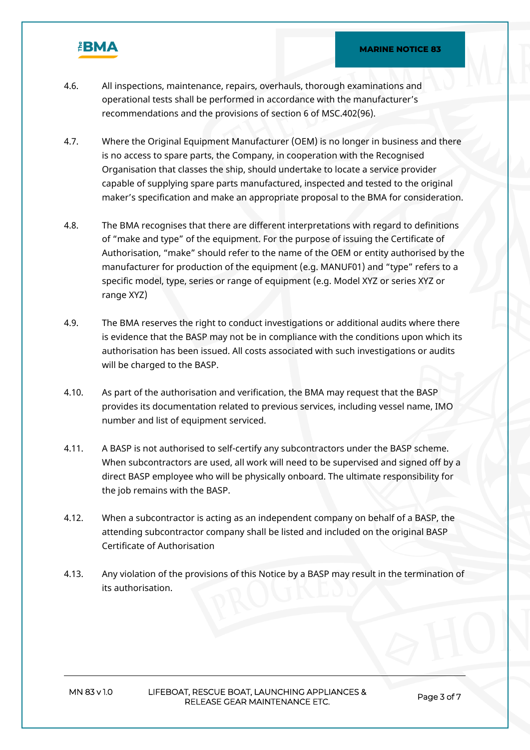4.6. All inspections, maintenance, repairs, overhauls, thorough examinations and operational tests shall be performed in accordance with the manufacturer's recommendations and the provisions of section 6 of MSC.402(96).

4.7. Where the Original Equipment Manufacturer (OEM) is no longer in business and there is no access to spare parts, the Company, in cooperation with the Recognised Organisation that classes the ship, should undertake to locate a service provider capable of supplying spare parts manufactured, inspected and tested to the original maker's specification and make an appropriate proposal to the BMA for consideration.

4.8. The BMA recognises that there are different interpretations with regard to definitions of "make and type" of the equipment. For the purpose of issuing the Certificate of Authorisation, "make" should refer to the name of the OEM or entity authorised by the manufacturer for production of the equipment (e.g. MANUF01) and "type" refers to a specific model, type, series or range of equipment (e.g. Model XYZ or series XYZ or range XYZ)

4.9. The BMA reserves the right to conduct investigations or additional audits where there is evidence that the BASP may not be in compliance with the conditions upon which its authorisation has been issued. All costs associated with such investigations or audits will be charged to the BASP.

4.10. As part of the authorisation and verification, the BMA may request that the BASP provides its documentation related to previous services, including vessel name, IMO number and list of equipment serviced.

4.11. A BASP is not authorised to self-certify any subcontractors under the BASP scheme. When subcontractors are used, all work will need to be supervised and signed off by a direct BASP employee who will be physically onboard. The ultimate responsibility for the job remains with the BASP.

4.12. When a subcontractor is acting as an independent company on behalf of a BASP, the attending subcontractor company shall be listed and included on the original BASP Certificate of Authorisation

4.13. Any violation of the provisions of this Notice by a BASP may result in the termination of its authorisation.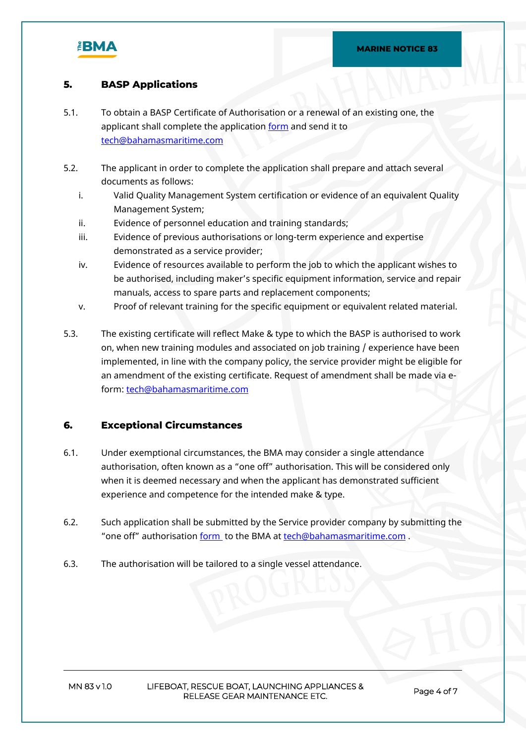## 5. BASP Applications

5.1. To obtain a BASP Certificate of Authorisation or a renewal of an existing one, the applicant shall complete the application form and send it to tech@bahamasmaritime.com

5.2. The applicant in order to complete the application shall prepare and attach several documents as follows:

i. Valid Quality Management System certification or evidence of an equivalent Quality Management System;
ii. Evidence of personnel education and training standards;
iii. Evidence of previous authorisations or long-term experience and expertise demonstrated as a service provider;
iv. Evidence of resources available to perform the job to which the applicant wishes to be authorised, including maker's specific equipment information, service and repair manuals, access to spare parts and replacement components;
v. Proof of relevant training for the specific equipment or equivalent related material.

5.3. The existing certificate will reflect Make & type to which the BASP is authorised to work on, when new training modules and associated on job training / experience have been implemented, in line with the company policy, the service provider might be eligible for an amendment of the existing certificate. Request of amendment shall be made via e-form: tech@bahamasmaritime.com

## 6. Exceptional Circumstances

6.1. Under exemptional circumstances, the BMA may consider a single attendance authorisation, often known as a "one off" authorisation. This will be considered only when it is deemed necessary and when the applicant has demonstrated sufficient experience and competence for the intended make & type.

6.2. Such application shall be submitted by the Service provider company by submitting the "one off" authorisation form to the BMA at tech@bahamasmaritime.com .

6.3. The authorisation will be tailored to a single vessel attendance.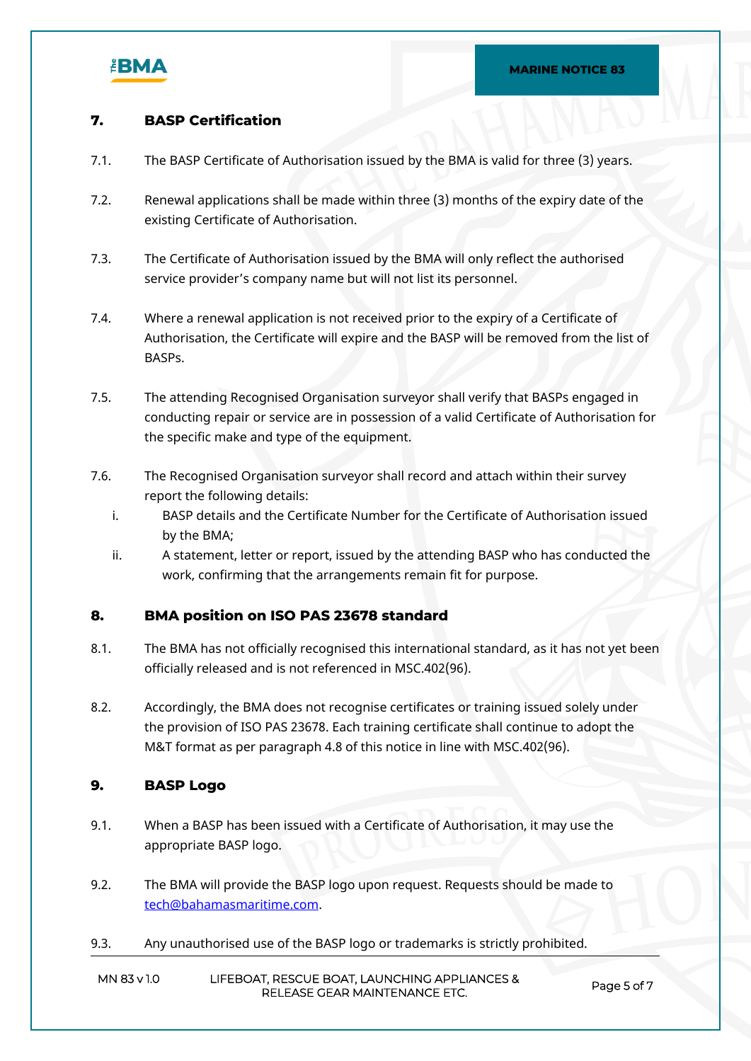## 7. BASP Certification

7.1. The BASP Certificate of Authorisation issued by the BMA is valid for three (3) years.

7.2. Renewal applications shall be made within three (3) months of the expiry date of the existing Certificate of Authorisation.

7.3. The Certificate of Authorisation issued by the BMA will only reflect the authorised service provider's company name but will not list its personnel.

7.4. Where a renewal application is not received prior to the expiry of a Certificate of Authorisation, the Certificate will expire and the BASP will be removed from the list of BASPs.

7.5. The attending Recognised Organisation surveyor shall verify that BASPs engaged in conducting repair or service are in possession of a valid Certificate of Authorisation for the specific make and type of the equipment.

7.6. The Recognised Organisation surveyor shall record and attach within their survey report the following details:

i. BASP details and the Certificate Number for the Certificate of Authorisation issued by the BMA;

ii. A statement, letter or report, issued by the attending BASP who has conducted the work, confirming that the arrangements remain fit for purpose.

## 8. BMA position on ISO PAS 23678 standard

8.1. The BMA has not officially recognised this international standard, as it has not yet been officially released and is not referenced in MSC.402(96).

8.2. Accordingly, the BMA does not recognise certificates or training issued solely under the provision of ISO PAS 23678. Each training certificate shall continue to adopt the M&T format as per paragraph 4.8 of this notice in line with MSC.402(96).

## 9. BASP Logo

9.1. When a BASP has been issued with a Certificate of Authorisation, it may use the appropriate BASP logo.

9.2. The BMA will provide the BASP logo upon request. Requests should be made to [tech@bahamasmaritime.com](mailto:tech@bahamasmaritime.com).

9.3. Any unauthorised use of the BASP logo or trademarks is strictly prohibited.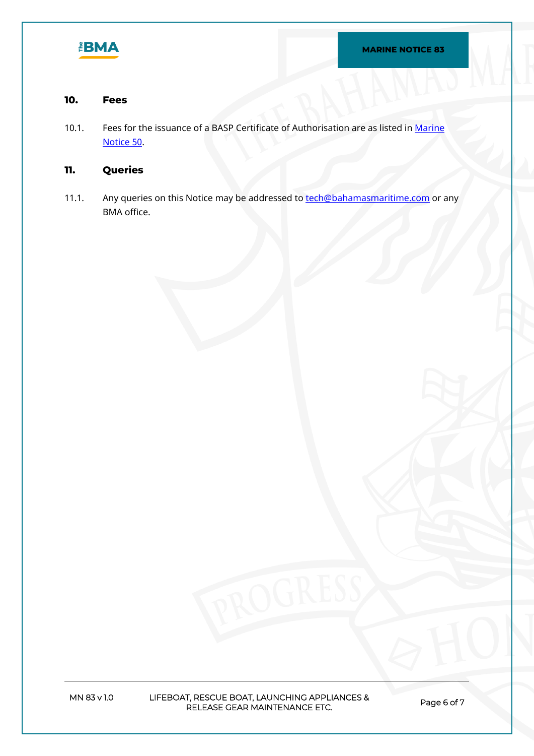## 10. Fees

10.1. Fees for the issuance of a BASP Certificate of Authorisation are as listed in [Marine Notice 50](Marine Notice 50).

## 11. Queries

11.1. Any queries on this Notice may be addressed to tech@bahamasmaritime.com or any BMA office.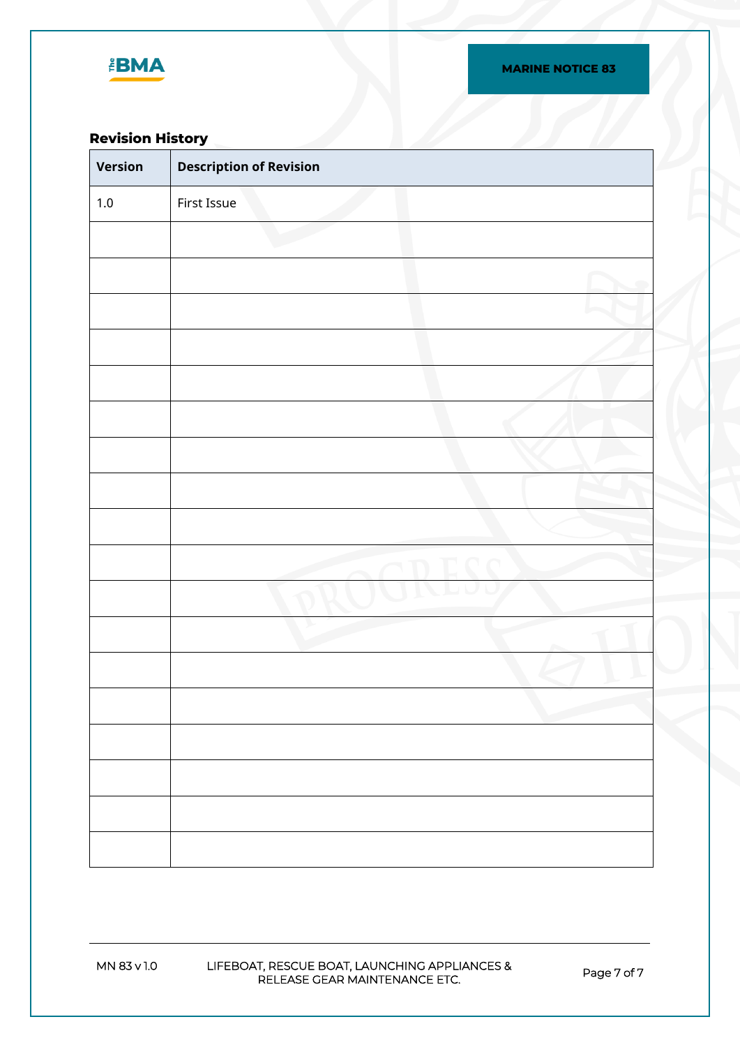## Revision History

| Version | Description of Revision |
|---|---|
| 1.0 | First Issue |
| | |
| | |
| | |
| | |
| | |
| | |
| | |
| | |
| | |
| | |
| | |
| | |
| | |
| | |
| | |
| | |
| | |
| | |